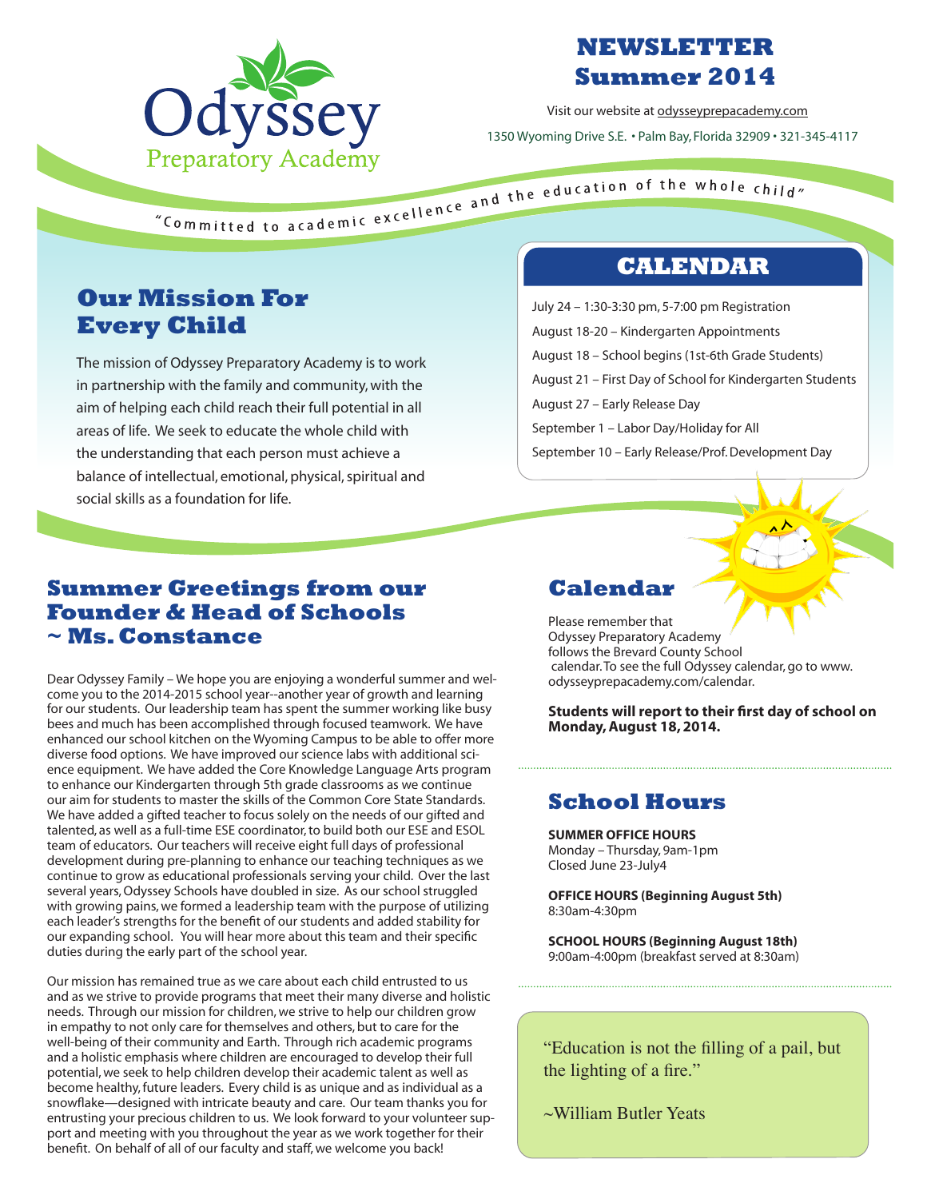# Odyssey Preparatory Academy

# NEWSLETTER Summer 2014

Visit our website at odysseyprepacademy.com

1350 Wyoming Drive S.E. • Palm Bay, Florida 32909 • 321-345-4117

*"Committed to academic excellence and the education of the whole child"*

## Our Mission For Every Child

The mission of Odyssey Preparatory Academy is to work in partnership with the family and community, with the aim of helping each child reach their full potential in all areas of life. We seek to educate the whole child with the understanding that each person must achieve a balance of intellectual, emotional, physical, spiritual and social skills as a foundation for life.

## CALENDAR

July 24 – 1:30-3:30 pm, 5-7:00 pm Registration

August 18-20 – Kindergarten Appointments

August 18 – School begins (1st-6th Grade Students)

August 21 – First Day of School for Kindergarten Students

August 27 – Early Release Day

September 1 – Labor Day/Holiday for All

September 10 – Early Release/Prof. Development Day

## Summer Greetings from our Founder & Head of Schools ~ Ms. Constance

Dear Odyssey Family – We hope you are enjoying a wonderful summer and welcome you to the 2014-2015 school year--another year of growth and learning for our students. Our leadership team has spent the summer working like busy bees and much has been accomplished through focused teamwork. We have enhanced our school kitchen on the Wyoming Campus to be able to offer more diverse food options. We have improved our science labs with additional science equipment. We have added the Core Knowledge Language Arts program to enhance our Kindergarten through 5th grade classrooms as we continue our aim for students to master the skills of the Common Core State Standards. We have added a gifted teacher to focus solely on the needs of our gifted and talented, as well as a full-time ESE coordinator, to build both our ESE and ESOL team of educators. Our teachers will receive eight full days of professional development during pre-planning to enhance our teaching techniques as we continue to grow as educational professionals serving your child. Over the last several years, Odyssey Schools have doubled in size. As our school struggled with growing pains, we formed a leadership team with the purpose of utilizing each leader's strengths for the benefit of our students and added stability for our expanding school. You will hear more about this team and their specific duties during the early part of the school year.

Our mission has remained true as we care about each child entrusted to us and as we strive to provide programs that meet their many diverse and holistic needs. Through our mission for children, we strive to help our children grow in empathy to not only care for themselves and others, but to care for the well-being of their community and Earth. Through rich academic programs and a holistic emphasis where children are encouraged to develop their full potential, we seek to help children develop their academic talent as well as become healthy, future leaders. Every child is as unique and as individual as a snowflake—designed with intricate beauty and care. Our team thanks you for entrusting your precious children to us. We look forward to your volunteer support and meeting with you throughout the year as we work together for their benefit. On behalf of all of our faculty and staff, we welcome you back!

## Calendar

Please remember that Odyssey Preparatory Academy follows the Brevard County School calendar. To see the full Odyssey calendar, go to www.odysseyprepacademy.com/calendar.

**Students will report to their first day of school on Monday, August 18, 2014.**

## School Hours

**SUMMER OFFICE HOURS**
Monday – Thursday, 9am-1pm
Closed June 23-July4

**OFFICE HOURS (Beginning August 5th)**
8:30am-4:30pm

**SCHOOL HOURS (Beginning August 18th)**
9:00am-4:00pm (breakfast served at 8:30am)

"Education is not the filling of a pail, but the lighting of a fire."

~William Butler Yeats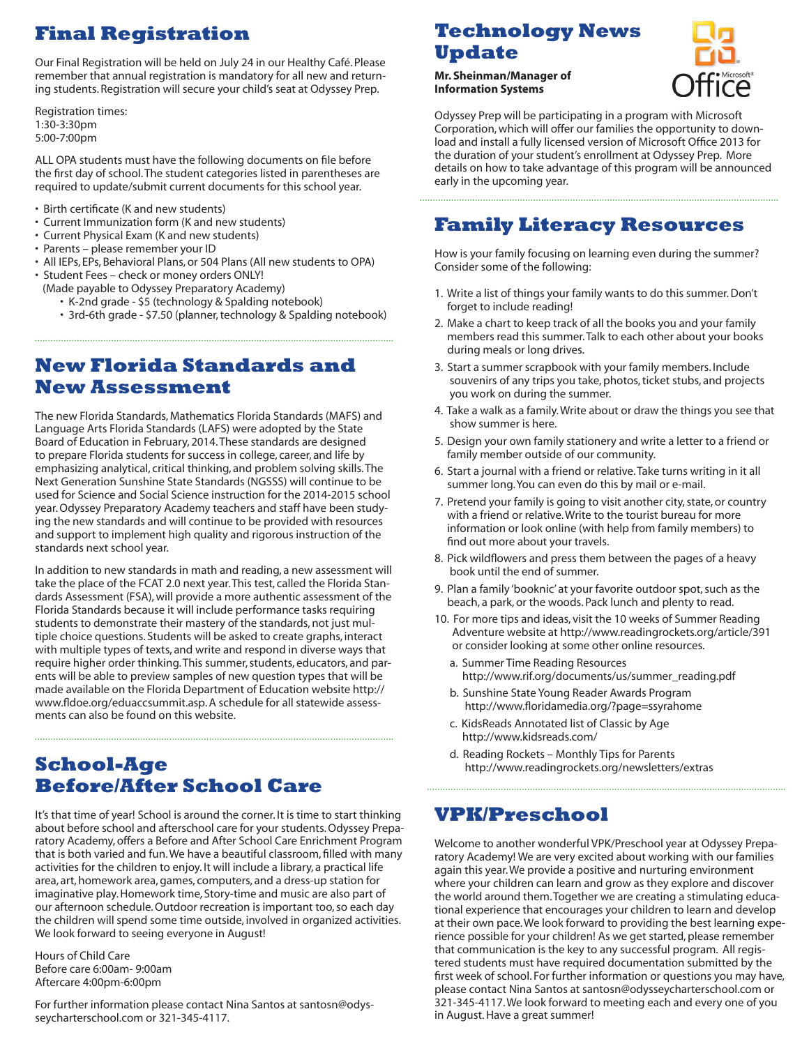## Final Registration

Our Final Registration will be held on July 24 in our Healthy Café. Please remember that annual registration is mandatory for all new and returning students. Registration will secure your child's seat at Odyssey Prep.

Registration times:
1:30-3:30pm
5:00-7:00pm

ALL OPA students must have the following documents on file before the first day of school. The student categories listed in parentheses are required to update/submit current documents for this school year.

- Birth certificate (K and new students)
- Current Immunization form (K and new students)
- Current Physical Exam (K and new students)
- Parents – please remember your ID
- All IEPs, EPs, Behavioral Plans, or 504 Plans (All new students to OPA)
- Student Fees – check or money orders ONLY!
  (Made payable to Odyssey Preparatory Academy)
  - K-2nd grade - $5 (technology & Spalding notebook)
  - 3rd-6th grade - $7.50 (planner, technology & Spalding notebook)

## New Florida Standards and New Assessment

The new Florida Standards, Mathematics Florida Standards (MAFS) and Language Arts Florida Standards (LAFS) were adopted by the State Board of Education in February, 2014. These standards are designed to prepare Florida students for success in college, career, and life by emphasizing analytical, critical thinking, and problem solving skills. The Next Generation Sunshine State Standards (NGSSS) will continue to be used for Science and Social Science instruction for the 2014-2015 school year. Odyssey Preparatory Academy teachers and staff have been studying the new standards and will continue to be provided with resources and support to implement high quality and rigorous instruction of the standards next school year.

In addition to new standards in math and reading, a new assessment will take the place of the FCAT 2.0 next year. This test, called the Florida Standards Assessment (FSA), will provide a more authentic assessment of the Florida Standards because it will include performance tasks requiring students to demonstrate their mastery of the standards, not just multiple choice questions. Students will be asked to create graphs, interact with multiple types of texts, and write and respond in diverse ways that require higher order thinking. This summer, students, educators, and parents will be able to preview samples of new question types that will be made available on the Florida Department of Education website http://www.fldoe.org/eduaccsummit.asp. A schedule for all statewide assessments can also be found on this website.

## School-Age Before/After School Care

It's that time of year! School is around the corner. It is time to start thinking about before school and afterschool care for your students. Odyssey Preparatory Academy, offers a Before and After School Care Enrichment Program that is both varied and fun. We have a beautiful classroom, filled with many activities for the children to enjoy. It will include a library, a practical life area, art, homework area, games, computers, and a dress-up station for imaginative play. Homework time, Story-time and music are also part of our afternoon schedule. Outdoor recreation is important too, so each day the children will spend some time outside, involved in organized activities. We look forward to seeing everyone in August!

Hours of Child Care
Before care 6:00am- 9:00am
Aftercare 4:00pm-6:00pm

For further information please contact Nina Santos at santosn@odysseycharterschool.com or 321-345-4117.

## Technology News Update

**Mr. Sheinman/Manager of Information Systems**

Odyssey Prep will be participating in a program with Microsoft Corporation, which will offer our families the opportunity to download and install a fully licensed version of Microsoft Office 2013 for the duration of your student's enrollment at Odyssey Prep. More details on how to take advantage of this program will be announced early in the upcoming year.

## Family Literacy Resources

How is your family focusing on learning even during the summer? Consider some of the following:

1. Write a list of things your family wants to do this summer. Don't forget to include reading!
2. Make a chart to keep track of all the books you and your family members read this summer. Talk to each other about your books during meals or long drives.
3. Start a summer scrapbook with your family members. Include souvenirs of any trips you take, photos, ticket stubs, and projects you work on during the summer.
4. Take a walk as a family. Write about or draw the things you see that show summer is here.
5. Design your own family stationery and write a letter to a friend or family member outside of our community.
6. Start a journal with a friend or relative. Take turns writing in it all summer long. You can even do this by mail or e-mail.
7. Pretend your family is going to visit another city, state, or country with a friend or relative. Write to the tourist bureau for more information or look online (with help from family members) to find out more about your travels.
8. Pick wildflowers and press them between the pages of a heavy book until the end of summer.
9. Plan a family 'booknic' at your favorite outdoor spot, such as the beach, a park, or the woods. Pack lunch and plenty to read.
10. For more tips and ideas, visit the 10 weeks of Summer Reading Adventure website at http://www.readingrockets.org/article/391 or consider looking at some other online resources.
    a. Summer Time Reading Resources
       http://www.rif.org/documents/us/summer_reading.pdf
    b. Sunshine State Young Reader Awards Program
       http://www.floridamedia.org/?page=ssyrahome
    c. KidsReads Annotated list of Classic by Age
       http://www.kidsreads.com/
    d. Reading Rockets – Monthly Tips for Parents
       http://www.readingrockets.org/newsletters/extras

## VPK/Preschool

Welcome to another wonderful VPK/Preschool year at Odyssey Preparatory Academy! We are very excited about working with our families again this year. We provide a positive and nurturing environment where your children can learn and grow as they explore and discover the world around them. Together we are creating a stimulating educational experience that encourages your children to learn and develop at their own pace. We look forward to providing the best learning experience possible for your children! As we get started, please remember that communication is the key to any successful program. All registered students must have required documentation submitted by the first week of school. For further information or questions you may have, please contact Nina Santos at santosn@odysseycharterschool.com or 321-345-4117. We look forward to meeting each and every one of you in August. Have a great summer!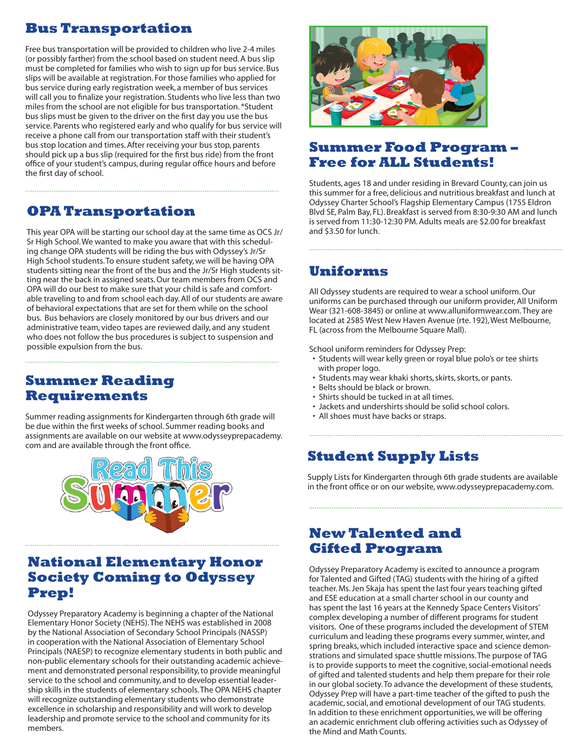## Bus Transportation

Free bus transportation will be provided to children who live 2-4 miles (or possibly farther) from the school based on student need. A bus slip must be completed for families who wish to sign up for bus service. Bus slips will be available at registration. For those families who applied for bus service during early registration week, a member of bus services will call you to finalize your registration. Students who live less than two miles from the school are not eligible for bus transportation. *Student bus slips must be given to the driver on the first day you use the bus service. Parents who registered early and who qualify for bus service will receive a phone call from our transportation staff with their student's bus stop location and times. After receiving your bus stop, parents should pick up a bus slip (required for the first bus ride) from the front office of your student's campus, during regular office hours and before the first day of school.

## OPA Transportation

This year OPA will be starting our school day at the same time as OCS Jr/Sr High School. We wanted to make you aware that with this scheduling change OPA students will be riding the bus with Odyssey's Jr/Sr High School students. To ensure student safety, we will be having OPA students sitting near the front of the bus and the Jr/Sr High students sitting near the back in assigned seats. Our team members from OCS and OPA will do our best to make sure that your child is safe and comfortable traveling to and from school each day. All of our students are aware of behavioral expectations that are set for them while on the school bus. Bus behaviors are closely monitored by our bus drivers and our administrative team, video tapes are reviewed daily, and any student who does not follow the bus procedures is subject to suspension and possible expulsion from the bus.

## Summer Reading Requirements

Summer reading assignments for Kindergarten through 6th grade will be due within the first weeks of school. Summer reading books and assignments are available on our website at www.odysseyprepacademy.com and are available through the front office.

## National Elementary Honor Society Coming to Odyssey Prep!

Odyssey Preparatory Academy is beginning a chapter of the National Elementary Honor Society (NEHS). The NEHS was established in 2008 by the National Association of Secondary School Principals (NASSP) in cooperation with the National Association of Elementary School Principals (NAESP) to recognize elementary students in both public and non-public elementary schools for their outstanding academic achievement and demonstrated personal responsibility, to provide meaningful service to the school and community, and to develop essential leadership skills in the students of elementary schools. The OPA NEHS chapter will recognize outstanding elementary students who demonstrate excellence in scholarship and responsibility and will work to develop leadership and promote service to the school and community for its members.

## Summer Food Program – Free for ALL Students!

Students, ages 18 and under residing in Brevard County, can join us this summer for a free, delicious and nutritious breakfast and lunch at Odyssey Charter School's Flagship Elementary Campus (1755 Eldron Blvd SE, Palm Bay, FL). Breakfast is served from 8:30-9:30 AM and lunch is served from 11:30-12:30 PM. Adults meals are $2.00 for breakfast and $3.50 for lunch.

## Uniforms

All Odyssey students are required to wear a school uniform. Our uniforms can be purchased through our uniform provider, All Uniform Wear (321-608-3845) or online at www.alluniformwear.com. They are located at 2585 West New Haven Avenue (rte. 192), West Melbourne, FL (across from the Melbourne Square Mall).

School uniform reminders for Odyssey Prep:

- Students will wear kelly green or royal blue polo's or tee shirts with proper logo.
- Students may wear khaki shorts, skirts, skorts, or pants.
- Belts should be black or brown.
- Shirts should be tucked in at all times.
- Jackets and undershirts should be solid school colors.
- All shoes must have backs or straps.

## Student Supply Lists

Supply Lists for Kindergarten through 6th grade students are available in the front office or on our website, www.odysseyprepacademy.com.

## New Talented and Gifted Program

Odyssey Preparatory Academy is excited to announce a program for Talented and Gifted (TAG) students with the hiring of a gifted teacher. Ms. Jen Skaja has spent the last four years teaching gifted and ESE education at a small charter school in our county and has spent the last 16 years at the Kennedy Space Centers Visitors' complex developing a number of different programs for student visitors. One of these programs included the development of STEM curriculum and leading these programs every summer, winter, and spring breaks, which included interactive space and science demonstrations and simulated space shuttle missions. The purpose of TAG is to provide supports to meet the cognitive, social-emotional needs of gifted and talented students and help them prepare for their role in our global society. To advance the development of these students, Odyssey Prep will have a part-time teacher of the gifted to push the academic, social, and emotional development of our TAG students. In addition to these enrichment opportunities, we will be offering an academic enrichment club offering activities such as Odyssey of the Mind and Math Counts.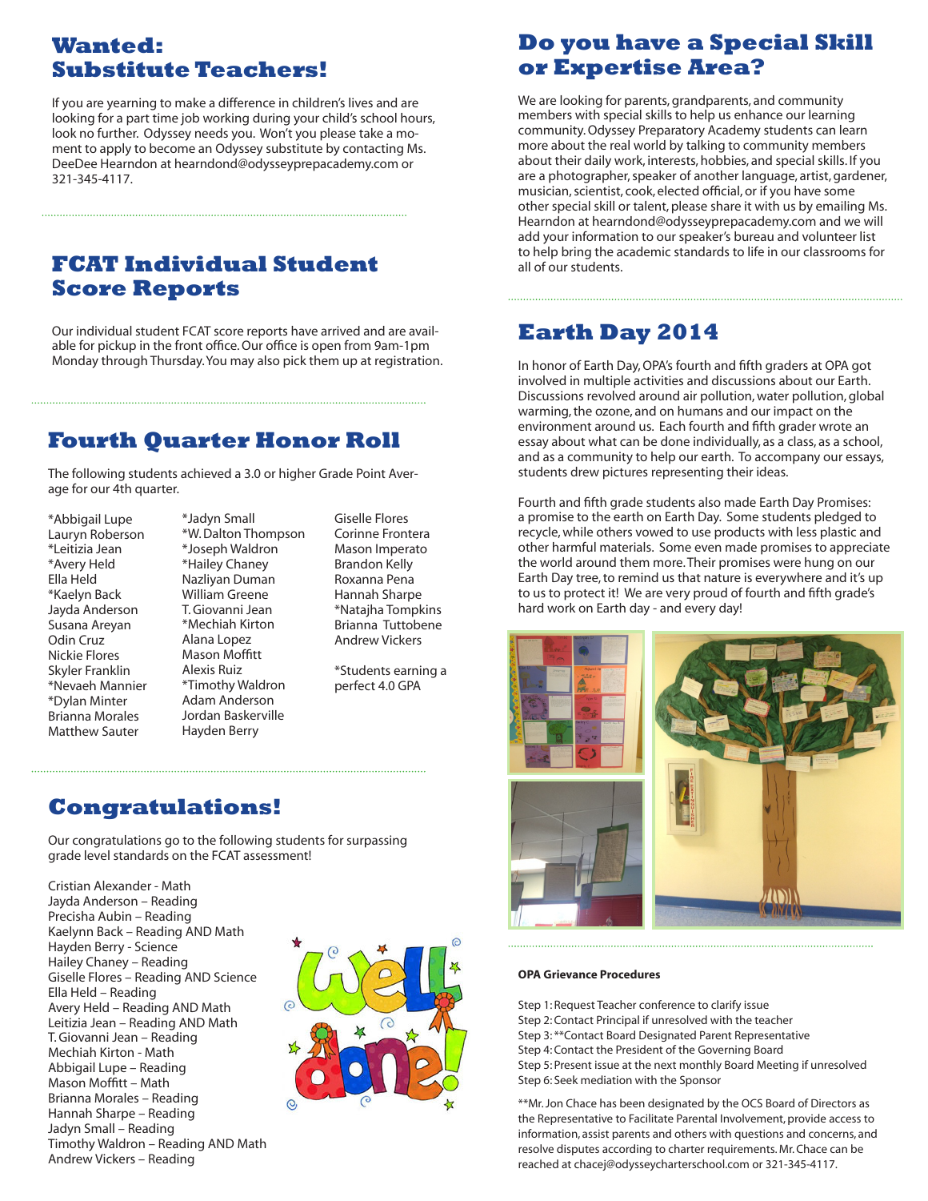## Wanted: Substitute Teachers!

If you are yearning to make a difference in children's lives and are looking for a part time job working during your child's school hours, look no further. Odyssey needs you. Won't you please take a moment to apply to become an Odyssey substitute by contacting Ms. DeeDee Hearndon at hearndond@odysseyprepacademy.com or 321-345-4117.

## FCAT Individual Student Score Reports

Our individual student FCAT score reports have arrived and are available for pickup in the front office. Our office is open from 9am-1pm Monday through Thursday. You may also pick them up at registration.

## Fourth Quarter Honor Roll

The following students achieved a 3.0 or higher Grade Point Average for our 4th quarter.

*Abbigail Lupe
Lauryn Roberson
*Leitizia Jean
*Avery Held
Ella Held
*Kaelyn Back
Jayda Anderson
Susana Areyan
Odin Cruz
Nickie Flores
Skyler Franklin
*Nevaeh Mannier
*Dylan Minter
Brianna Morales
Matthew Sauter
*Jadyn Small
*W. Dalton Thompson
*Joseph Waldron
*Hailey Chaney
Nazliyan Duman
William Greene
T. Giovanni Jean
*Mechiah Kirton
Alana Lopez
Mason Moffitt
Alexis Ruiz
*Timothy Waldron
Adam Anderson
Jordan Baskerville
Hayden Berry
Giselle Flores
Corinne Frontera
Mason Imperato
Brandon Kelly
Roxanna Pena
Hannah Sharpe
*Natajha Tompkins
Brianna Tuttobene
Andrew Vickers

*Students earning a perfect 4.0 GPA

## Congratulations!

Our congratulations go to the following students for surpassing grade level standards on the FCAT assessment!

Cristian Alexander - Math
Jayda Anderson – Reading
Precisha Aubin – Reading
Kaelynn Back – Reading AND Math
Hayden Berry - Science
Hailey Chaney – Reading
Giselle Flores – Reading AND Science
Ella Held – Reading
Avery Held – Reading AND Math
Leitizia Jean – Reading AND Math
T. Giovanni Jean – Reading
Mechiah Kirton - Math
Abbigail Lupe – Reading
Mason Moffitt – Math
Brianna Morales – Reading
Hannah Sharpe – Reading
Jadyn Small – Reading
Timothy Waldron – Reading AND Math
Andrew Vickers – Reading

## Do you have a Special Skill or Expertise Area?

We are looking for parents, grandparents, and community members with special skills to help us enhance our learning community. Odyssey Preparatory Academy students can learn more about the real world by talking to community members about their daily work, interests, hobbies, and special skills. If you are a photographer, speaker of another language, artist, gardener, musician, scientist, cook, elected official, or if you have some other special skill or talent, please share it with us by emailing Ms. Hearndon at hearndond@odysseyprepacademy.com and we will add your information to our speaker's bureau and volunteer list to help bring the academic standards to life in our classrooms for all of our students.

## Earth Day 2014

In honor of Earth Day, OPA's fourth and fifth graders at OPA got involved in multiple activities and discussions about our Earth. Discussions revolved around air pollution, water pollution, global warming, the ozone, and on humans and our impact on the environment around us. Each fourth and fifth grader wrote an essay about what can be done individually, as a class, as a school, and as a community to help our earth. To accompany our essays, students drew pictures representing their ideas.

Fourth and fifth grade students also made Earth Day Promises: a promise to the earth on Earth Day. Some students pledged to recycle, while others vowed to use products with less plastic and other harmful materials. Some even made promises to appreciate the world around them more. Their promises were hung on our Earth Day tree, to remind us that nature is everywhere and it's up to us to protect it! We are very proud of fourth and fifth grade's hard work on Earth day - and every day!

**OPA Grievance Procedures**

Step 1: Request Teacher conference to clarify issue
Step 2: Contact Principal if unresolved with the teacher
Step 3: **Contact Board Designated Parent Representative
Step 4: Contact the President of the Governing Board
Step 5: Present issue at the next monthly Board Meeting if unresolved
Step 6: Seek mediation with the Sponsor

**Mr. Jon Chace has been designated by the OCS Board of Directors as the Representative to Facilitate Parental Involvement, provide access to information, assist parents and others with questions and concerns, and resolve disputes according to charter requirements. Mr. Chace can be reached at chacej@odysseycharterschool.com or 321-345-4117.